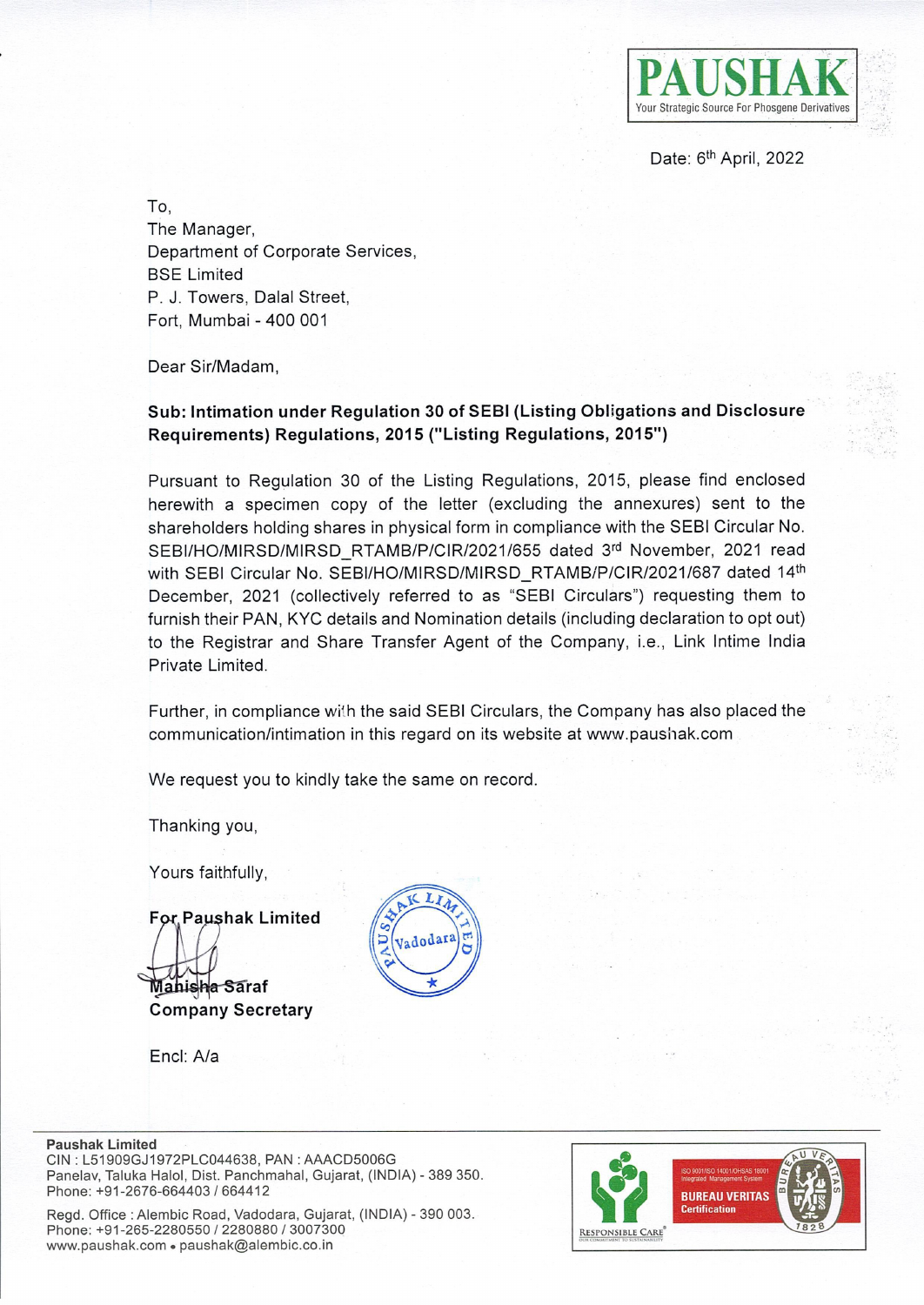**PAUSHAK**
Your Strategic Source For Phosgene Derivatives

Date: 6th April, 2022

To,
The Manager,
Department of Corporate Services,
BSE Limited
P. J. Towers, Dalal Street,
Fort, Mumbai - 400 001

Dear Sir/Madam,

**Sub: Intimation under Regulation 30 of SEBI (Listing Obligations and Disclosure Requirements) Regulations, 2015 ("Listing Regulations, 2015")**

Pursuant to Regulation 30 of the Listing Regulations, 2015, please find enclosed herewith a specimen copy of the letter (excluding the annexures) sent to the shareholders holding shares in physical form in compliance with the SEBI Circular No. SEBI/HO/MIRSD/MIRSD_RTAMB/P/CIR/2021/655 dated 3rd November, 2021 read with SEBI Circular No. SEBI/HO/MIRSD/MIRSD_RTAMB/P/CIR/2021/687 dated 14th December, 2021 (collectively referred to as "SEBI Circulars") requesting them to furnish their PAN, KYC details and Nomination details (including declaration to opt out) to the Registrar and Share Transfer Agent of the Company, i.e., Link Intime India Private Limited.

Further, in compliance with the said SEBI Circulars, the Company has also placed the communication/intimation in this regard on its website at www.paushak.com

We request you to kindly take the same on record.

Thanking you,

Yours faithfully,

**For Paushak Limited**

**Manisha Saraf**
**Company Secretary**

Encl: A/a

**Paushak Limited**
CIN : L51909GJ1972PLC044638, PAN : AAACD5006G
Panelav, Taluka Halol, Dist. Panchmahal, Gujarat, (INDIA) - 389 350.
Phone: +91-2676-664403 / 664412

Regd. Office : Alembic Road, Vadodara, Gujarat, (INDIA) - 390 003.
Phone: +91-265-2280550 / 2280880 / 3007300
www.paushak.com • paushak@alembic.co.in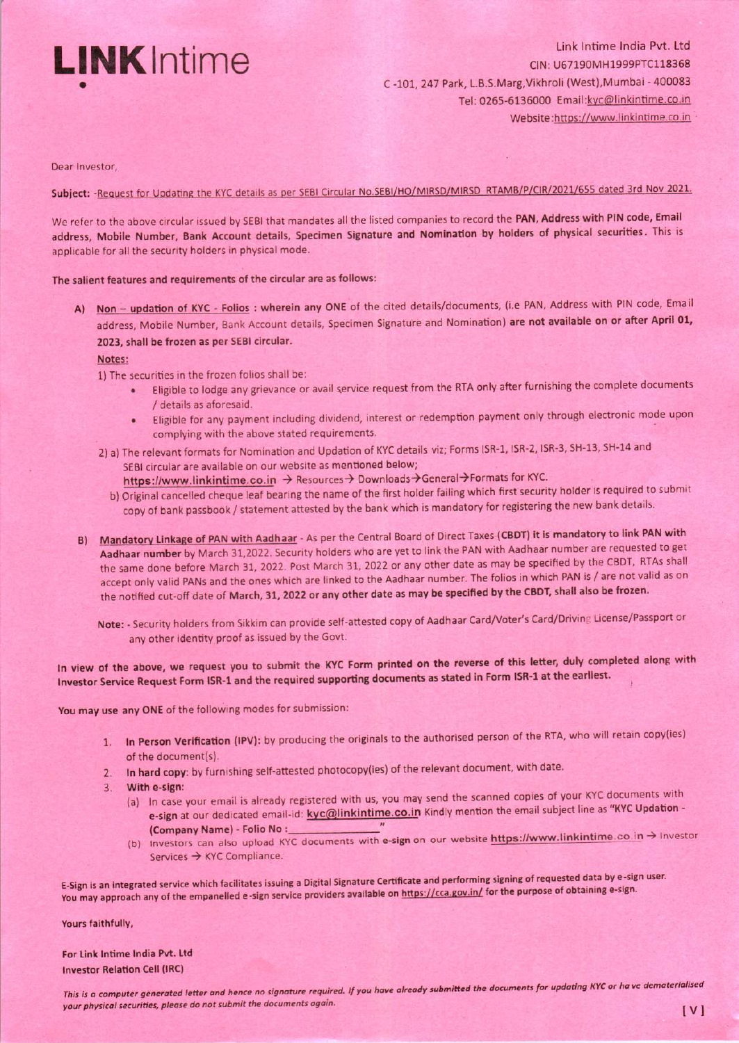# LINK Intime

Link Intime India Pvt. Ltd
CIN: U67190MH1999PTC118368
C -101, 247 Park, L.B.S.Marg,Vikhroli (West),Mumbai - 400083
Tel: 0265-6136000 Email:kyc@linkintime.co.in
Website:https://www.linkintime.co.in

Dear Investor,

**Subject:** -Request for Updating the KYC details as per SEBI Circular No.SEBI/HO/MIRSD/MIRSD_RTAMB/P/CIR/2021/655 dated 3rd Nov 2021.

We refer to the above circular issued by SEBI that mandates all the listed companies to record the **PAN, Address with PIN code, Email address, Mobile Number, Bank Account details, Specimen Signature and Nomination by holders of physical securities**. This is applicable for all the security holders in physical mode.

**The salient features and requirements of the circular are as follows:**

A) **Non – updation of KYC - Folios** : wherein any **ONE** of the cited details/documents, (i.e PAN, Address with PIN code, Email address, Mobile Number, Bank Account details, Specimen Signature and Nomination) **are not available on or after April 01, 2023, shall be frozen as per SEBI circular.**

**Notes:**

1) The securities in the frozen folios shall be:
   - Eligible to lodge any grievance or avail service request from the RTA only after furnishing the complete documents / details as aforesaid.
   - Eligible for any payment including dividend, interest or redemption payment only through electronic mode upon complying with the above stated requirements.

2) a) The relevant formats for Nomination and Updation of KYC details viz; Forms ISR-1, ISR-2, ISR-3, SH-13, SH-14 and SEBI circular are available on our website as mentioned below;
   **https://www.linkintime.co.in** → Resources→ Downloads→General→Formats for KYC.

   b) Original cancelled cheque leaf bearing the name of the first holder failing which first security holder is required to submit copy of bank passbook / statement attested by the bank which is mandatory for registering the new bank details.

B) **Mandatory Linkage of PAN with Aadhaar** - As per the Central Board of Direct Taxes (**CBDT**) **it is mandatory to link PAN with Aadhaar number** by March 31,2022. Security holders who are yet to link the PAN with Aadhaar number are requested to get the same done before March 31, 2022. Post March 31, 2022 or any other date as may be specified by the CBDT, RTAs shall accept only valid PANs and the ones which are linked to the Aadhaar number. The folios in which PAN is / are not valid as on the notified cut-off date of **March, 31, 2022 or any other date as may be specified by the CBDT, shall also be frozen.**

   **Note:** - Security holders from Sikkim can provide self-attested copy of Aadhaar Card/Voter's Card/Driving License/Passport or any other identity proof as issued by the Govt.

**In view of the above, we request you to submit the KYC Form printed on the reverse of this letter, duly completed along with Investor Service Request Form ISR-1 and the required supporting documents as stated in Form ISR-1 at the earliest.**

You may use any **ONE** of the following modes for submission:

1. **In Person Verification (IPV):** by producing the originals to the authorised person of the RTA, who will retain copy(ies) of the document(s).
2. **In hard copy:** by furnishing self-attested photocopy(ies) of the relevant document, with date.
3. **With e-sign:**
   (a) In case your email is already registered with us, you may send the scanned copies of your KYC documents with **e-sign** at our dedicated email-id: **kyc@linkintime.co.in** Kindly mention the email subject line as **"KYC Updation - (Company Name) - Folio No : ______________"**
   (b) Investors can also upload KYC documents with **e-sign** on our website **https://www.linkintime.co.in** → Investor Services → KYC Compliance.

E-Sign is an integrated service which facilitates issuing a Digital Signature Certificate and performing signing of requested data by e-sign user. You may approach any of the empanelled e-sign service providers available on https://cca.gov.in/ for the purpose of obtaining e-sign.

Yours faithfully,

**For Link Intime India Pvt. Ltd**
**Investor Relation Cell (IRC)**

*This is a computer generated letter and hence no signature required. If you have already submitted the documents for updating KYC or have dematerialised your physical securities, please do not submit the documents again.*

[ V ]